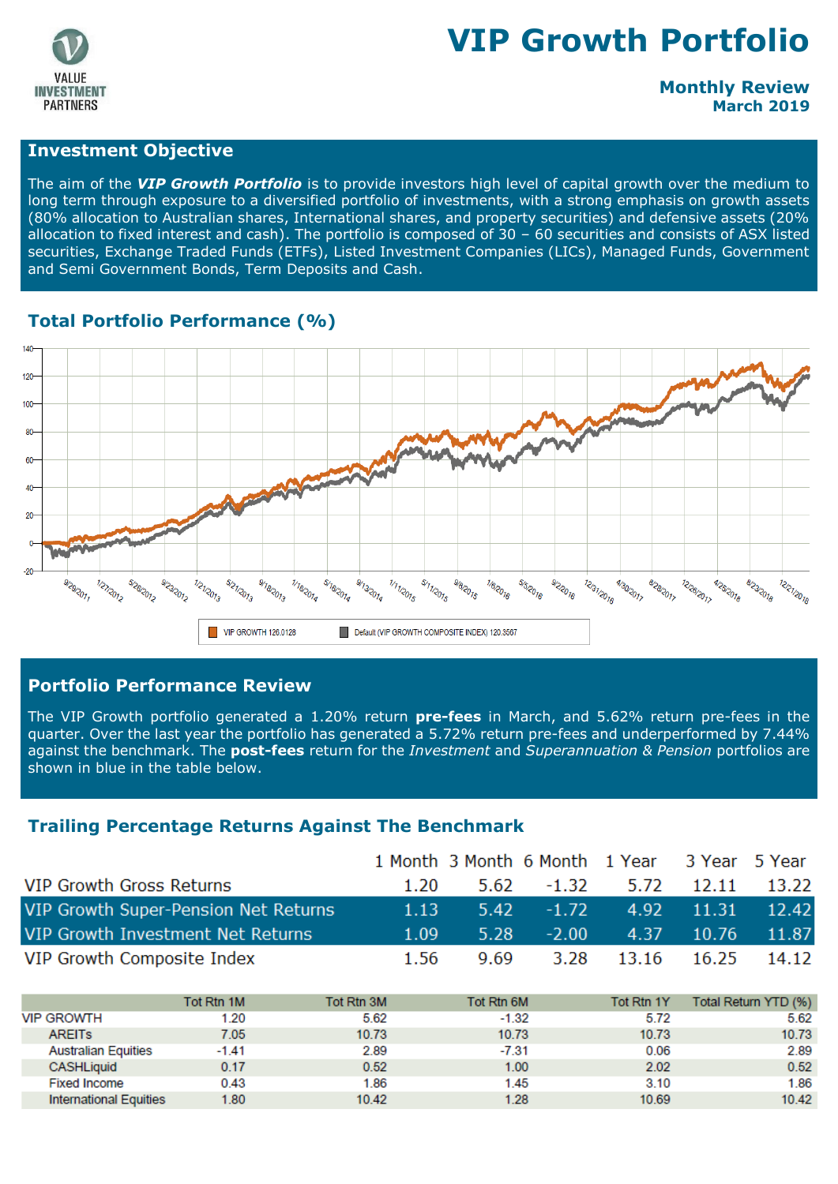# VIP Growth Portfolio

VALUE INVESTMENT PARTNERS

**Monthly Review**
**March 2019**

## Investment Objective

The aim of the ***VIP Growth Portfolio*** is to provide investors high level of capital growth over the medium to long term through exposure to a diversified portfolio of investments, with a strong emphasis on growth assets (80% allocation to Australian shares, International shares, and property securities) and defensive assets (20% allocation to fixed interest and cash). The portfolio is composed of 30 – 60 securities and consists of ASX listed securities, Exchange Traded Funds (ETFs), Listed Investment Companies (LICs), Managed Funds, Government and Semi Government Bonds, Term Deposits and Cash.

## Total Portfolio Performance (%)

VIP GROWTH 126.0128 | Default (VIP GROWTH COMPOSITE INDEX) 120.3567

## Portfolio Performance Review

The VIP Growth portfolio generated a 1.20% return **pre-fees** in March, and 5.62% return pre-fees in the quarter. Over the last year the portfolio has generated a 5.72% return pre-fees and underperformed by 7.44% against the benchmark. The **post-fees** return for the *Investment* and *Superannuation & Pension* portfolios are shown in blue in the table below.

## Trailing Percentage Returns Against The Benchmark

| | 1 Month | 3 Month | 6 Month | 1 Year | 3 Year | 5 Year |
|---|---|---|---|---|---|---|
| VIP Growth Gross Returns | 1.20 | 5.62 | -1.32 | 5.72 | 12.11 | 13.22 |
| VIP Growth Super-Pension Net Returns | 1.13 | 5.42 | -1.72 | 4.92 | 11.31 | 12.42 |
| VIP Growth Investment Net Returns | 1.09 | 5.28 | -2.00 | 4.37 | 10.76 | 11.87 |
| VIP Growth Composite Index | 1.56 | 9.69 | 3.28 | 13.16 | 16.25 | 14.12 |

| | Tot Rtn 1M | Tot Rtn 3M | Tot Rtn 6M | Tot Rtn 1Y | Total Return YTD (%) |
|---|---|---|---|---|---|
| VIP GROWTH | 1.20 | 5.62 | -1.32 | 5.72 | 5.62 |
| AREITs | 7.05 | 10.73 | 10.73 | 10.73 | 10.73 |
| Australian Equities | -1.41 | 2.89 | -7.31 | 0.06 | 2.89 |
| CASHLiquid | 0.17 | 0.52 | 1.00 | 2.02 | 0.52 |
| Fixed Income | 0.43 | 1.86 | 1.45 | 3.10 | 1.86 |
| International Equities | 1.80 | 10.42 | 1.28 | 10.69 | 10.42 |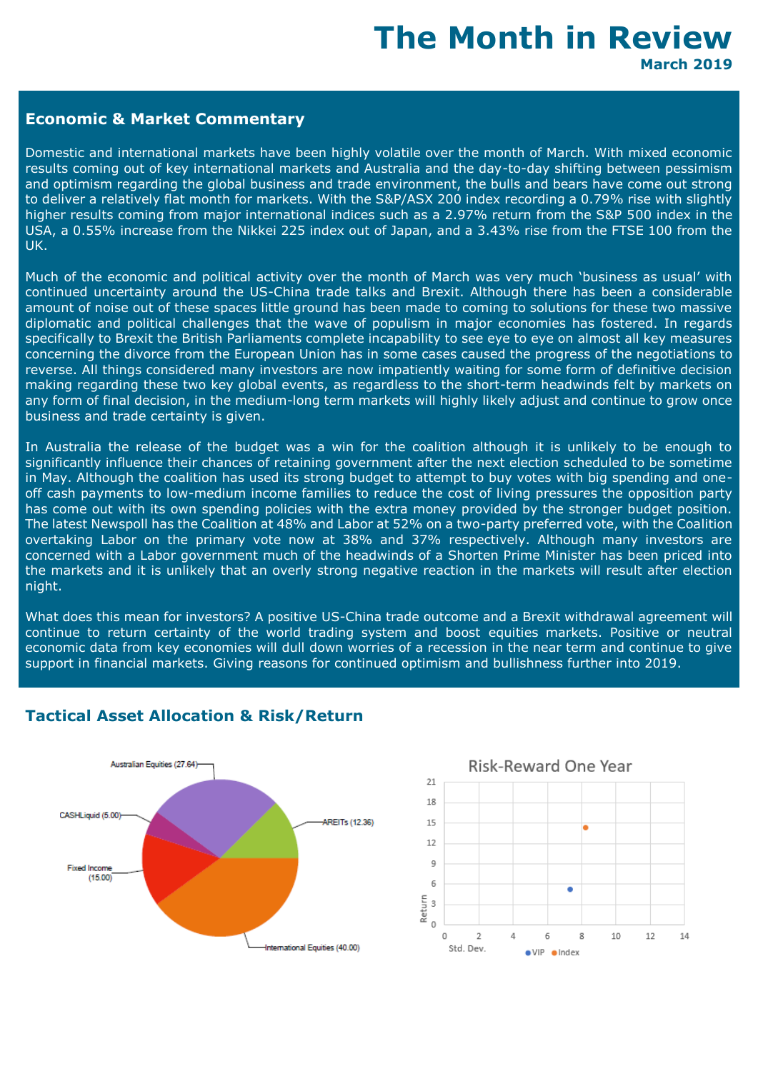# The Month in Review

**March 2019**

## Economic & Market Commentary

Domestic and international markets have been highly volatile over the month of March. With mixed economic results coming out of key international markets and Australia and the day-to-day shifting between pessimism and optimism regarding the global business and trade environment, the bulls and bears have come out strong to deliver a relatively flat month for markets. With the S&P/ASX 200 index recording a 0.79% rise with slightly higher results coming from major international indices such as a 2.97% return from the S&P 500 index in the USA, a 0.55% increase from the Nikkei 225 index out of Japan, and a 3.43% rise from the FTSE 100 from the UK.

Much of the economic and political activity over the month of March was very much 'business as usual' with continued uncertainty around the US-China trade talks and Brexit. Although there has been a considerable amount of noise out of these spaces little ground has been made to coming to solutions for these two massive diplomatic and political challenges that the wave of populism in major economies has fostered. In regards specifically to Brexit the British Parliaments complete incapability to see eye to eye on almost all key measures concerning the divorce from the European Union has in some cases caused the progress of the negotiations to reverse. All things considered many investors are now impatiently waiting for some form of definitive decision making regarding these two key global events, as regardless to the short-term headwinds felt by markets on any form of final decision, in the medium-long term markets will highly likely adjust and continue to grow once business and trade certainty is given.

In Australia the release of the budget was a win for the coalition although it is unlikely to be enough to significantly influence their chances of retaining government after the next election scheduled to be sometime in May. Although the coalition has used its strong budget to attempt to buy votes with big spending and one-off cash payments to low-medium income families to reduce the cost of living pressures the opposition party has come out with its own spending policies with the extra money provided by the stronger budget position. The latest Newspoll has the Coalition at 48% and Labor at 52% on a two-party preferred vote, with the Coalition overtaking Labor on the primary vote now at 38% and 37% respectively. Although many investors are concerned with a Labor government much of the headwinds of a Shorten Prime Minister has been priced into the markets and it is unlikely that an overly strong negative reaction in the markets will result after election night.

What does this mean for investors? A positive US-China trade outcome and a Brexit withdrawal agreement will continue to return certainty of the world trading system and boost equities markets. Positive or neutral economic data from key economies will dull down worries of a recession in the near term and continue to give support in financial markets. Giving reasons for continued optimism and bullishness further into 2019.

## Tactical Asset Allocation & Risk/Return

| Asset Class | Allocation (%) |
|---|---|
| Australian Equities | 27.64 |
| AREITs | 12.36 |
| International Equities | 40.00 |
| Fixed Income | 15.00 |
| CASHLiquid | 5.00 |

**Risk-Reward One Year**

| Series | Std. Dev. | Return |
|---|---|---|
| VIP | ~7.3 | ~5.2 |
| Index | ~8.2 | ~14.3 |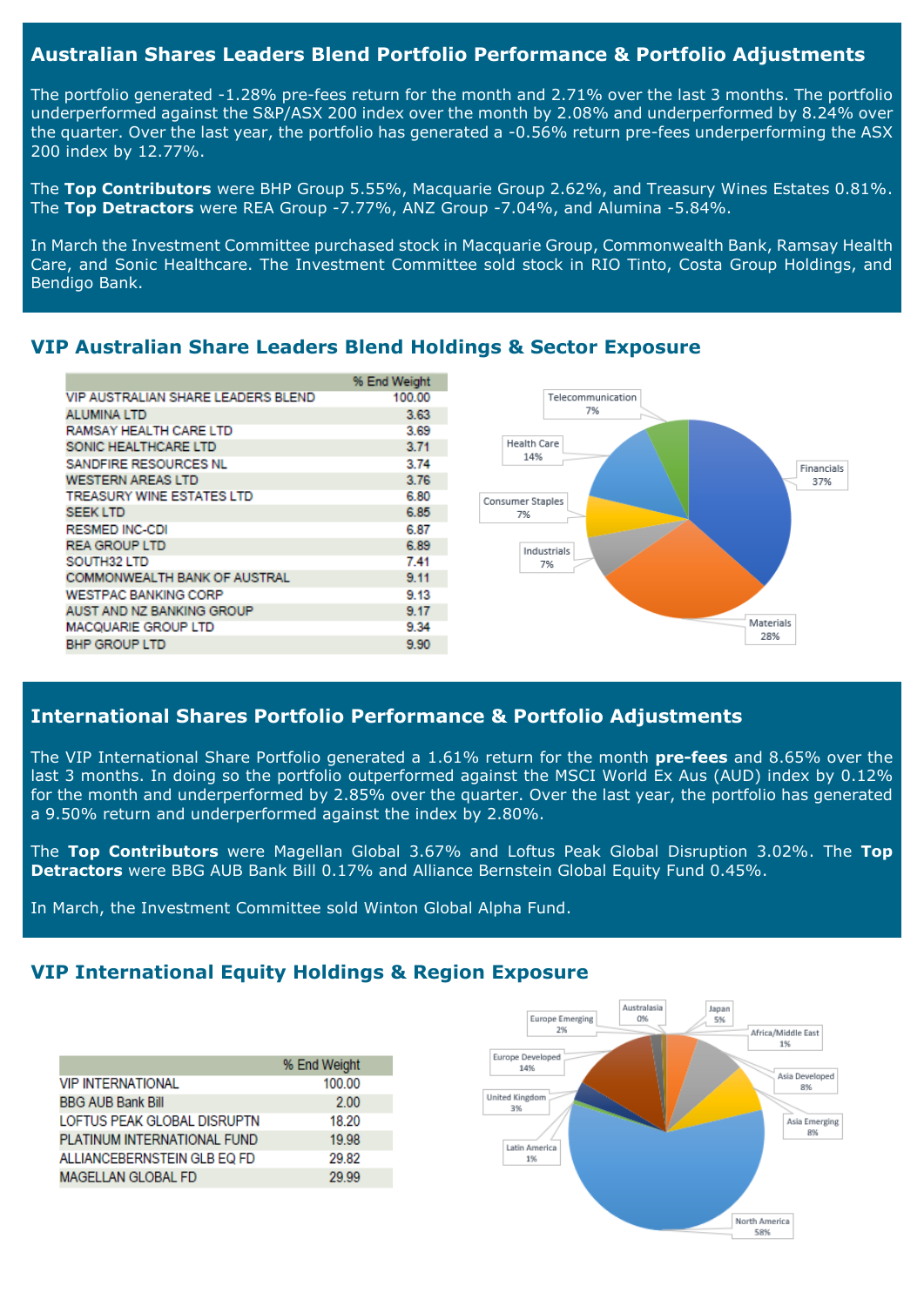## Australian Shares Leaders Blend Portfolio Performance & Portfolio Adjustments

The portfolio generated -1.28% pre-fees return for the month and 2.71% over the last 3 months. The portfolio underperformed against the S&P/ASX 200 index over the month by 2.08% and underperformed by 8.24% over the quarter. Over the last year, the portfolio has generated a -0.56% return pre-fees underperforming the ASX 200 index by 12.77%.

The **Top Contributors** were BHP Group 5.55%, Macquarie Group 2.62%, and Treasury Wines Estates 0.81%. The **Top Detractors** were REA Group -7.77%, ANZ Group -7.04%, and Alumina -5.84%.

In March the Investment Committee purchased stock in Macquarie Group, Commonwealth Bank, Ramsay Health Care, and Sonic Healthcare. The Investment Committee sold stock in RIO Tinto, Costa Group Holdings, and Bendigo Bank.

## VIP Australian Share Leaders Blend Holdings & Sector Exposure

| | % End Weight |
|---|---|
| VIP AUSTRALIAN SHARE LEADERS BLEND | 100.00 |
| ALUMINA LTD | 3.63 |
| RAMSAY HEALTH CARE LTD | 3.69 |
| SONIC HEALTHCARE LTD | 3.71 |
| SANDFIRE RESOURCES NL | 3.74 |
| WESTERN AREAS LTD | 3.76 |
| TREASURY WINE ESTATES LTD | 6.80 |
| SEEK LTD | 6.85 |
| RESMED INC-CDI | 6.87 |
| REA GROUP LTD | 6.89 |
| SOUTH32 LTD | 7.41 |
| COMMONWEALTH BANK OF AUSTRAL | 9.11 |
| WESTPAC BANKING CORP | 9.13 |
| AUST AND NZ BANKING GROUP | 9.17 |
| MACQUARIE GROUP LTD | 9.34 |
| BHP GROUP LTD | 9.90 |

Telecommunication 7%; Health Care 14%; Consumer Staples 7%; Industrials 7%; Financials 37%; Materials 28%

## International Shares Portfolio Performance & Portfolio Adjustments

The VIP International Share Portfolio generated a 1.61% return for the month **pre-fees** and 8.65% over the last 3 months. In doing so the portfolio outperformed against the MSCI World Ex Aus (AUD) index by 0.12% for the month and underperformed by 2.85% over the quarter. Over the last year, the portfolio has generated a 9.50% return and underperformed against the index by 2.80%.

The **Top Contributors** were Magellan Global 3.67% and Loftus Peak Global Disruption 3.02%. The **Top Detractors** were BBG AUB Bank Bill 0.17% and Alliance Bernstein Global Equity Fund 0.45%.

In March, the Investment Committee sold Winton Global Alpha Fund.

## VIP International Equity Holdings & Region Exposure

| | % End Weight |
|---|---|
| VIP INTERNATIONAL | 100.00 |
| BBG AUB Bank Bill | 2.00 |
| LOFTUS PEAK GLOBAL DISRUPTN | 18.20 |
| PLATINUM INTERNATIONAL FUND | 19.98 |
| ALLIANCEBERNSTEIN GLB EQ FD | 29.82 |
| MAGELLAN GLOBAL FD | 29.99 |

Europe Emerging 2%; Australasia 0%; Japan 5%; Africa/Middle East 1%; Europe Developed 14%; Asia Developed 8%; United Kingdom 3%; Asia Emerging 8%; Latin America 1%; North America 58%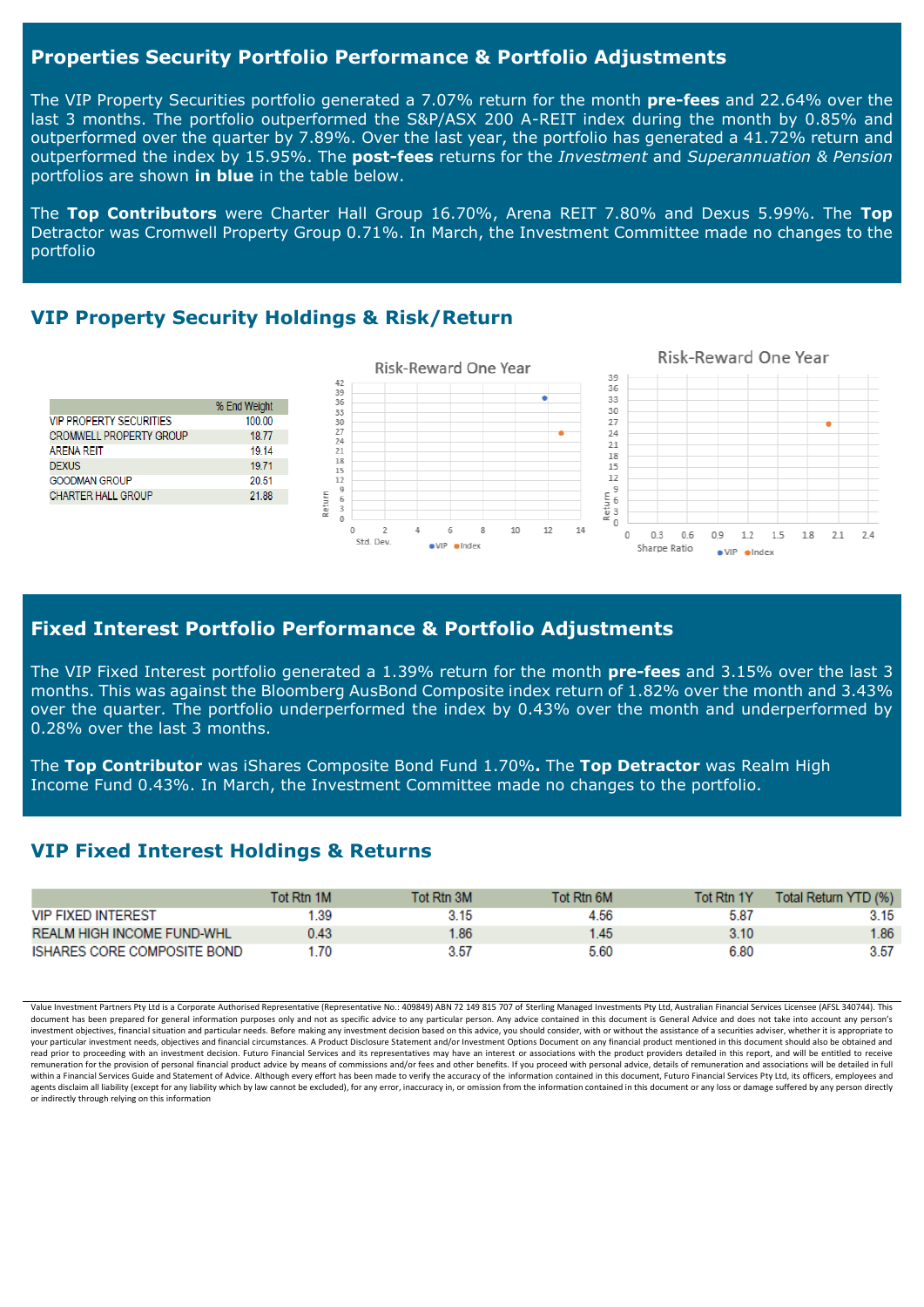## Properties Security Portfolio Performance & Portfolio Adjustments

The VIP Property Securities portfolio generated a 7.07% return for the month **pre-fees** and 22.64% over the last 3 months. The portfolio outperformed the S&P/ASX 200 A-REIT index during the month by 0.85% and outperformed over the quarter by 7.89%. Over the last year, the portfolio has generated a 41.72% return and outperformed the index by 15.95%. The **post-fees** returns for the *Investment* and *Superannuation & Pension* portfolios are shown **in blue** in the table below.

The **Top Contributors** were Charter Hall Group 16.70%, Arena REIT 7.80% and Dexus 5.99%. The **Top** Detractor was Cromwell Property Group 0.71%. In March, the Investment Committee made no changes to the portfolio

## VIP Property Security Holdings & Risk/Return

| | % End Weight |
|---|---|
| VIP PROPERTY SECURITIES | 100.00 |
| CROMWELL PROPERTY GROUP | 18.77 |
| ARENA REIT | 19.14 |
| DEXUS | 19.71 |
| GOODMAN GROUP | 20.51 |
| CHARTER HALL GROUP | 21.88 |

Risk-Reward One Year

Return

Std. Dev.

VIP Index

Risk-Reward One Year

Return

Sharpe Ratio

VIP Index

## Fixed Interest Portfolio Performance & Portfolio Adjustments

The VIP Fixed Interest portfolio generated a 1.39% return for the month **pre-fees** and 3.15% over the last 3 months. This was against the Bloomberg AusBond Composite index return of 1.82% over the month and 3.43% over the quarter. The portfolio underperformed the index by 0.43% over the month and underperformed by 0.28% over the last 3 months.

The **Top Contributor** was iShares Composite Bond Fund 1.70%**.** The **Top Detractor** was Realm High Income Fund 0.43%. In March, the Investment Committee made no changes to the portfolio.

## VIP Fixed Interest Holdings & Returns

| | Tot Rtn 1M | Tot Rtn 3M | Tot Rtn 6M | Tot Rtn 1Y | Total Return YTD (%) |
|---|---|---|---|---|---|
| VIP FIXED INTEREST | 1.39 | 3.15 | 4.56 | 5.87 | 3.15 |
| REALM HIGH INCOME FUND-WHL | 0.43 | 1.86 | 1.45 | 3.10 | 1.86 |
| ISHARES CORE COMPOSITE BOND | 1.70 | 3.57 | 5.60 | 6.80 | 3.57 |

Value Investment Partners Pty Ltd is a Corporate Authorised Representative (Representative No.: 409849) ABN 72 149 815 707 of Sterling Managed Investments Pty Ltd, Australian Financial Services Licensee (AFSL 340744). This document has been prepared for general information purposes only and not as specific advice to any particular person. Any advice contained in this document is General Advice and does not take into account any person's investment objectives, financial situation and particular needs. Before making any investment decision based on this advice, you should consider, with or without the assistance of a securities adviser, whether it is appropriate to your particular investment needs, objectives and financial circumstances. A Product Disclosure Statement and/or Investment Options Document on any financial product mentioned in this document should also be obtained and read prior to proceeding with an investment decision. Futuro Financial Services and its representatives may have an interest or associations with the product providers detailed in this report, and will be entitled to receive remuneration for the provision of personal financial product advice by means of commissions and/or fees and other benefits. If you proceed with personal advice, details of remuneration and associations will be detailed in full within a Financial Services Guide and Statement of Advice. Although every effort has been made to verify the accuracy of the information contained in this document, Futuro Financial Services Pty Ltd, its officers, employees and agents disclaim all liability (except for any liability which by law cannot be excluded), for any error, inaccuracy in, or omission from the information contained in this document or any loss or damage suffered by any person directly or indirectly through relying on this information